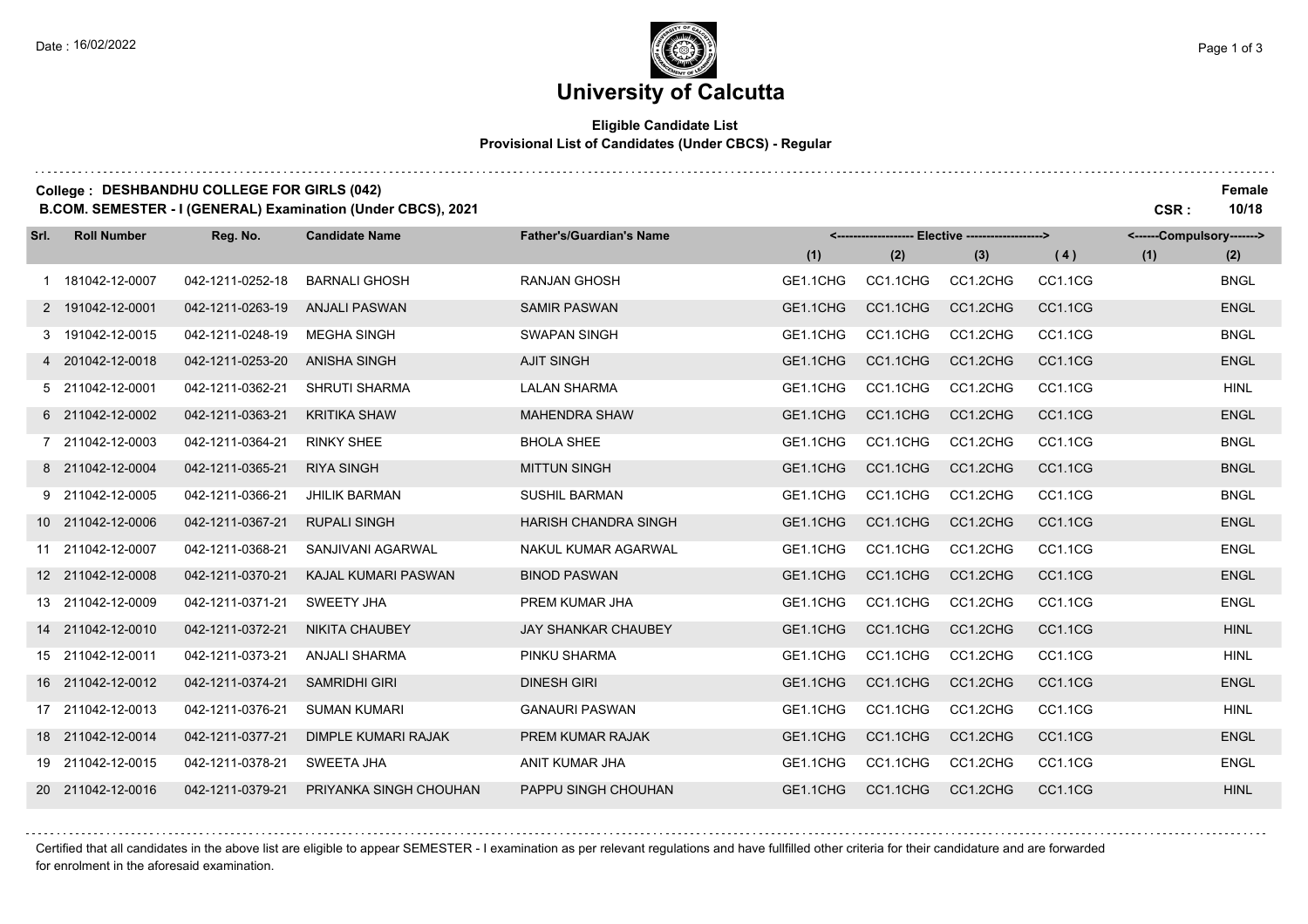Date : 16/02/2022

# University of Calcutta

**Eligible Candidate List**
**Provisional List of Candidates (Under CBCS) - Regular**

**College : DESHBANDHU COLLEGE FOR GIRLS (042)** | **Female**

**B.COM. SEMESTER - I (GENERAL) Examination (Under CBCS), 2021** | **CSR : 10/18**

| Srl. | Roll Number | Reg. No. | Candidate Name | Father's/Guardian's Name | <---- Elective ----> | | | | <---Compulsory---> | |
|---|---|---|---|---|---|---|---|---|---|---|
| | | | | | (1) | (2) | (3) | (4) | (1) | (2) |
| 1 | 181042-12-0007 | 042-1211-0252-18 | BARNALI GHOSH | RANJAN GHOSH | GE1.1CHG | CC1.1CHG | CC1.2CHG | CC1.1CG | | BNGL |
| 2 | 191042-12-0001 | 042-1211-0263-19 | ANJALI PASWAN | SAMIR PASWAN | GE1.1CHG | CC1.1CHG | CC1.2CHG | CC1.1CG | | ENGL |
| 3 | 191042-12-0015 | 042-1211-0248-19 | MEGHA SINGH | SWAPAN SINGH | GE1.1CHG | CC1.1CHG | CC1.2CHG | CC1.1CG | | BNGL |
| 4 | 201042-12-0018 | 042-1211-0253-20 | ANISHA SINGH | AJIT SINGH | GE1.1CHG | CC1.1CHG | CC1.2CHG | CC1.1CG | | ENGL |
| 5 | 211042-12-0001 | 042-1211-0362-21 | SHRUTI SHARMA | LALAN SHARMA | GE1.1CHG | CC1.1CHG | CC1.2CHG | CC1.1CG | | HINL |
| 6 | 211042-12-0002 | 042-1211-0363-21 | KRITIKA SHAW | MAHENDRA SHAW | GE1.1CHG | CC1.1CHG | CC1.2CHG | CC1.1CG | | ENGL |
| 7 | 211042-12-0003 | 042-1211-0364-21 | RINKY SHEE | BHOLA SHEE | GE1.1CHG | CC1.1CHG | CC1.2CHG | CC1.1CG | | BNGL |
| 8 | 211042-12-0004 | 042-1211-0365-21 | RIYA SINGH | MITTUN SINGH | GE1.1CHG | CC1.1CHG | CC1.2CHG | CC1.1CG | | BNGL |
| 9 | 211042-12-0005 | 042-1211-0366-21 | JHILIK BARMAN | SUSHIL BARMAN | GE1.1CHG | CC1.1CHG | CC1.2CHG | CC1.1CG | | BNGL |
| 10 | 211042-12-0006 | 042-1211-0367-21 | RUPALI SINGH | HARISH CHANDRA SINGH | GE1.1CHG | CC1.1CHG | CC1.2CHG | CC1.1CG | | ENGL |
| 11 | 211042-12-0007 | 042-1211-0368-21 | SANJIVANI AGARWAL | NAKUL KUMAR AGARWAL | GE1.1CHG | CC1.1CHG | CC1.2CHG | CC1.1CG | | ENGL |
| 12 | 211042-12-0008 | 042-1211-0370-21 | KAJAL KUMARI PASWAN | BINOD PASWAN | GE1.1CHG | CC1.1CHG | CC1.2CHG | CC1.1CG | | ENGL |
| 13 | 211042-12-0009 | 042-1211-0371-21 | SWEETY JHA | PREM KUMAR JHA | GE1.1CHG | CC1.1CHG | CC1.2CHG | CC1.1CG | | ENGL |
| 14 | 211042-12-0010 | 042-1211-0372-21 | NIKITA CHAUBEY | JAY SHANKAR CHAUBEY | GE1.1CHG | CC1.1CHG | CC1.2CHG | CC1.1CG | | HINL |
| 15 | 211042-12-0011 | 042-1211-0373-21 | ANJALI SHARMA | PINKU SHARMA | GE1.1CHG | CC1.1CHG | CC1.2CHG | CC1.1CG | | HINL |
| 16 | 211042-12-0012 | 042-1211-0374-21 | SAMRIDHI GIRI | DINESH GIRI | GE1.1CHG | CC1.1CHG | CC1.2CHG | CC1.1CG | | ENGL |
| 17 | 211042-12-0013 | 042-1211-0376-21 | SUMAN KUMARI | GANAURI PASWAN | GE1.1CHG | CC1.1CHG | CC1.2CHG | CC1.1CG | | HINL |
| 18 | 211042-12-0014 | 042-1211-0377-21 | DIMPLE KUMARI RAJAK | PREM KUMAR RAJAK | GE1.1CHG | CC1.1CHG | CC1.2CHG | CC1.1CG | | ENGL |
| 19 | 211042-12-0015 | 042-1211-0378-21 | SWEETA JHA | ANIT KUMAR JHA | GE1.1CHG | CC1.1CHG | CC1.2CHG | CC1.1CG | | ENGL |
| 20 | 211042-12-0016 | 042-1211-0379-21 | PRIYANKA SINGH CHOUHAN | PAPPU SINGH CHOUHAN | GE1.1CHG | CC1.1CHG | CC1.2CHG | CC1.1CG | | HINL |

Certified that all candidates in the above list are eligible to appear SEMESTER - I examination as per relevant regulations and have fullfilled other criteria for their candidature and are forwarded for enrolment in the aforesaid examination.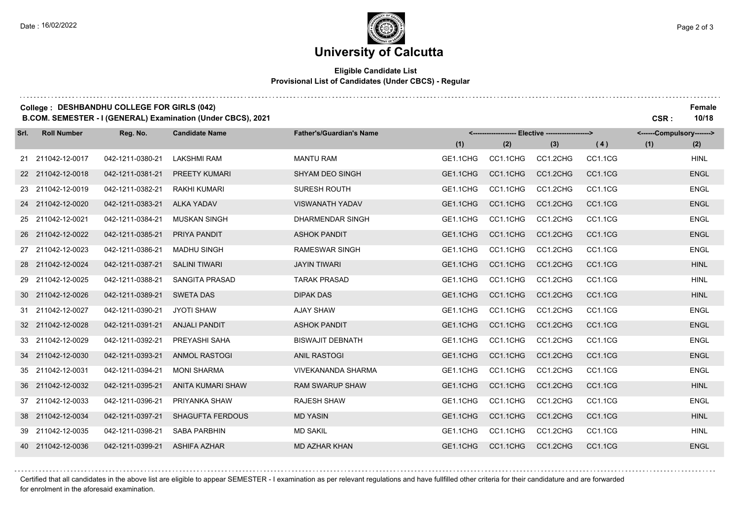# University of Calcutta

**Eligible Candidate List**
**Provisional List of Candidates (Under CBCS) - Regular**

**College : DESHBANDHU COLLEGE FOR GIRLS (042)** — **Female**

**B.COM. SEMESTER - I (GENERAL) Examination (Under CBCS), 2021** — **CSR : 10/18**

| Srl. | Roll Number | Reg. No. | Candidate Name | Father's/Guardian's Name | <------------------- Elective -------------------> | | | | <------Compulsory-------> | |
|---|---|---|---|---|---|---|---|---|---|---|
| | | | | | (1) | (2) | (3) | (4) | (1) | (2) |
| 21 | 211042-12-0017 | 042-1211-0380-21 | LAKSHMI RAM | MANTU RAM | GE1.1CHG | CC1.1CHG | CC1.2CHG | CC1.1CG | | HINL |
| 22 | 211042-12-0018 | 042-1211-0381-21 | PREETY KUMARI | SHYAM DEO SINGH | GE1.1CHG | CC1.1CHG | CC1.2CHG | CC1.1CG | | ENGL |
| 23 | 211042-12-0019 | 042-1211-0382-21 | RAKHI KUMARI | SURESH ROUTH | GE1.1CHG | CC1.1CHG | CC1.2CHG | CC1.1CG | | ENGL |
| 24 | 211042-12-0020 | 042-1211-0383-21 | ALKA YADAV | VISWANATH YADAV | GE1.1CHG | CC1.1CHG | CC1.2CHG | CC1.1CG | | ENGL |
| 25 | 211042-12-0021 | 042-1211-0384-21 | MUSKAN SINGH | DHARMENDAR SINGH | GE1.1CHG | CC1.1CHG | CC1.2CHG | CC1.1CG | | ENGL |
| 26 | 211042-12-0022 | 042-1211-0385-21 | PRIYA PANDIT | ASHOK PANDIT | GE1.1CHG | CC1.1CHG | CC1.2CHG | CC1.1CG | | ENGL |
| 27 | 211042-12-0023 | 042-1211-0386-21 | MADHU SINGH | RAMESWAR SINGH | GE1.1CHG | CC1.1CHG | CC1.2CHG | CC1.1CG | | ENGL |
| 28 | 211042-12-0024 | 042-1211-0387-21 | SALINI TIWARI | JAYIN TIWARI | GE1.1CHG | CC1.1CHG | CC1.2CHG | CC1.1CG | | HINL |
| 29 | 211042-12-0025 | 042-1211-0388-21 | SANGITA PRASAD | TARAK PRASAD | GE1.1CHG | CC1.1CHG | CC1.2CHG | CC1.1CG | | HINL |
| 30 | 211042-12-0026 | 042-1211-0389-21 | SWETA DAS | DIPAK DAS | GE1.1CHG | CC1.1CHG | CC1.2CHG | CC1.1CG | | HINL |
| 31 | 211042-12-0027 | 042-1211-0390-21 | JYOTI SHAW | AJAY SHAW | GE1.1CHG | CC1.1CHG | CC1.2CHG | CC1.1CG | | ENGL |
| 32 | 211042-12-0028 | 042-1211-0391-21 | ANJALI PANDIT | ASHOK PANDIT | GE1.1CHG | CC1.1CHG | CC1.2CHG | CC1.1CG | | ENGL |
| 33 | 211042-12-0029 | 042-1211-0392-21 | PREYASHI SAHA | BISWAJIT DEBNATH | GE1.1CHG | CC1.1CHG | CC1.2CHG | CC1.1CG | | ENGL |
| 34 | 211042-12-0030 | 042-1211-0393-21 | ANMOL RASTOGI | ANIL RASTOGI | GE1.1CHG | CC1.1CHG | CC1.2CHG | CC1.1CG | | ENGL |
| 35 | 211042-12-0031 | 042-1211-0394-21 | MONI SHARMA | VIVEKANANDA SHARMA | GE1.1CHG | CC1.1CHG | CC1.2CHG | CC1.1CG | | ENGL |
| 36 | 211042-12-0032 | 042-1211-0395-21 | ANITA KUMARI SHAW | RAM SWARUP SHAW | GE1.1CHG | CC1.1CHG | CC1.2CHG | CC1.1CG | | HINL |
| 37 | 211042-12-0033 | 042-1211-0396-21 | PRIYANKA SHAW | RAJESH SHAW | GE1.1CHG | CC1.1CHG | CC1.2CHG | CC1.1CG | | ENGL |
| 38 | 211042-12-0034 | 042-1211-0397-21 | SHAGUFTA FERDOUS | MD YASIN | GE1.1CHG | CC1.1CHG | CC1.2CHG | CC1.1CG | | HINL |
| 39 | 211042-12-0035 | 042-1211-0398-21 | SABA PARBHIN | MD SAKIL | GE1.1CHG | CC1.1CHG | CC1.2CHG | CC1.1CG | | HINL |
| 40 | 211042-12-0036 | 042-1211-0399-21 | ASHIFA AZHAR | MD AZHAR KHAN | GE1.1CHG | CC1.1CHG | CC1.2CHG | CC1.1CG | | ENGL |

Certified that all candidates in the above list are eligible to appear SEMESTER - I examination as per relevant regulations and have fullfilled other criteria for their candidature and are forwarded for enrolment in the aforesaid examination.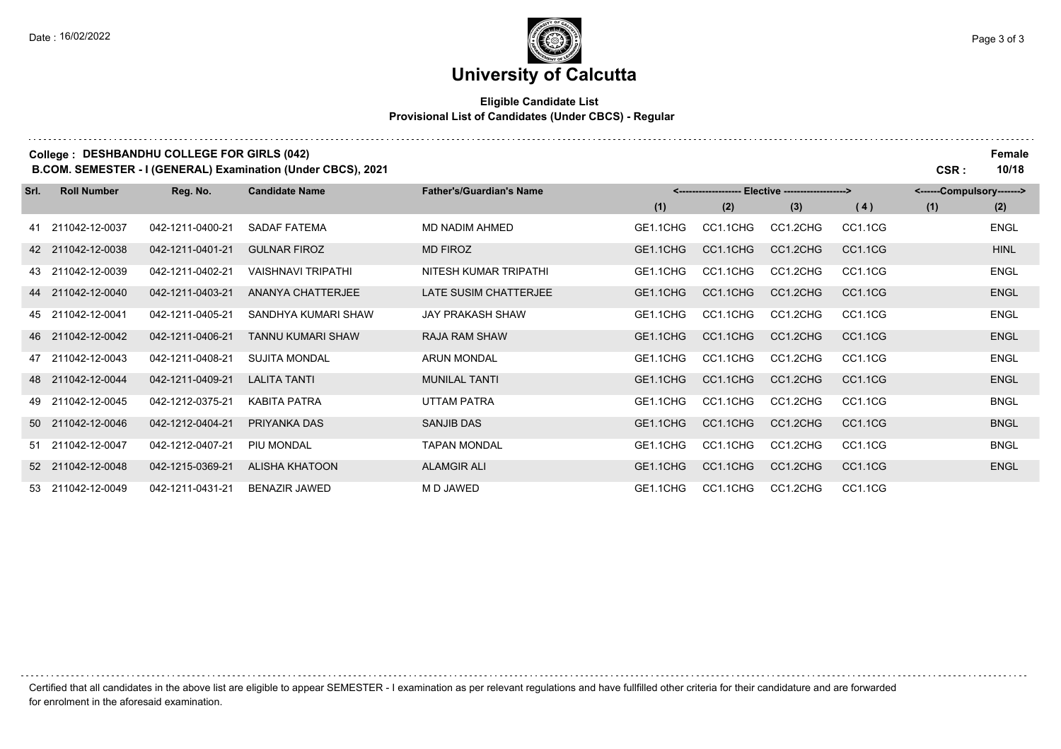# University of Calcutta

**Eligible Candidate List**
**Provisional List of Candidates (Under CBCS) - Regular**

**College : DESHBANDHU COLLEGE FOR GIRLS (042)** — **Female**

**B.COM. SEMESTER - I (GENERAL) Examination (Under CBCS), 2021** — **CSR : 10/18**

| Srl. | Roll Number | Reg. No. | Candidate Name | Father's/Guardian's Name | Elective | | | | Compulsory | |
|---|---|---|---|---|---|---|---|---|---|---|
| | | | | | (1) | (2) | (3) | (4) | (1) | (2) |
| 41 | 211042-12-0037 | 042-1211-0400-21 | SADAF FATEMA | MD NADIM AHMED | GE1.1CHG | CC1.1CHG | CC1.2CHG | CC1.1CG | | ENGL |
| 42 | 211042-12-0038 | 042-1211-0401-21 | GULNAR FIROZ | MD FIROZ | GE1.1CHG | CC1.1CHG | CC1.2CHG | CC1.1CG | | HINL |
| 43 | 211042-12-0039 | 042-1211-0402-21 | VAISHNAVI TRIPATHI | NITESH KUMAR TRIPATHI | GE1.1CHG | CC1.1CHG | CC1.2CHG | CC1.1CG | | ENGL |
| 44 | 211042-12-0040 | 042-1211-0403-21 | ANANYA CHATTERJEE | LATE SUSIM CHATTERJEE | GE1.1CHG | CC1.1CHG | CC1.2CHG | CC1.1CG | | ENGL |
| 45 | 211042-12-0041 | 042-1211-0405-21 | SANDHYA KUMARI SHAW | JAY PRAKASH SHAW | GE1.1CHG | CC1.1CHG | CC1.2CHG | CC1.1CG | | ENGL |
| 46 | 211042-12-0042 | 042-1211-0406-21 | TANNU KUMARI SHAW | RAJA RAM SHAW | GE1.1CHG | CC1.1CHG | CC1.2CHG | CC1.1CG | | ENGL |
| 47 | 211042-12-0043 | 042-1211-0408-21 | SUJITA MONDAL | ARUN MONDAL | GE1.1CHG | CC1.1CHG | CC1.2CHG | CC1.1CG | | ENGL |
| 48 | 211042-12-0044 | 042-1211-0409-21 | LALITA TANTI | MUNILAL TANTI | GE1.1CHG | CC1.1CHG | CC1.2CHG | CC1.1CG | | ENGL |
| 49 | 211042-12-0045 | 042-1212-0375-21 | KABITA PATRA | UTTAM PATRA | GE1.1CHG | CC1.1CHG | CC1.2CHG | CC1.1CG | | BNGL |
| 50 | 211042-12-0046 | 042-1212-0404-21 | PRIYANKA DAS | SANJIB DAS | GE1.1CHG | CC1.1CHG | CC1.2CHG | CC1.1CG | | BNGL |
| 51 | 211042-12-0047 | 042-1212-0407-21 | PIU MONDAL | TAPAN MONDAL | GE1.1CHG | CC1.1CHG | CC1.2CHG | CC1.1CG | | BNGL |
| 52 | 211042-12-0048 | 042-1215-0369-21 | ALISHA KHATOON | ALAMGIR ALI | GE1.1CHG | CC1.1CHG | CC1.2CHG | CC1.1CG | | ENGL |
| 53 | 211042-12-0049 | 042-1211-0431-21 | BENAZIR JAWED | M D JAWED | GE1.1CHG | CC1.1CHG | CC1.2CHG | CC1.1CG | | |

Certified that all candidates in the above list are eligible to appear SEMESTER - I examination as per relevant regulations and have fullfilled other criteria for their candidature and are forwarded for enrolment in the aforesaid examination.